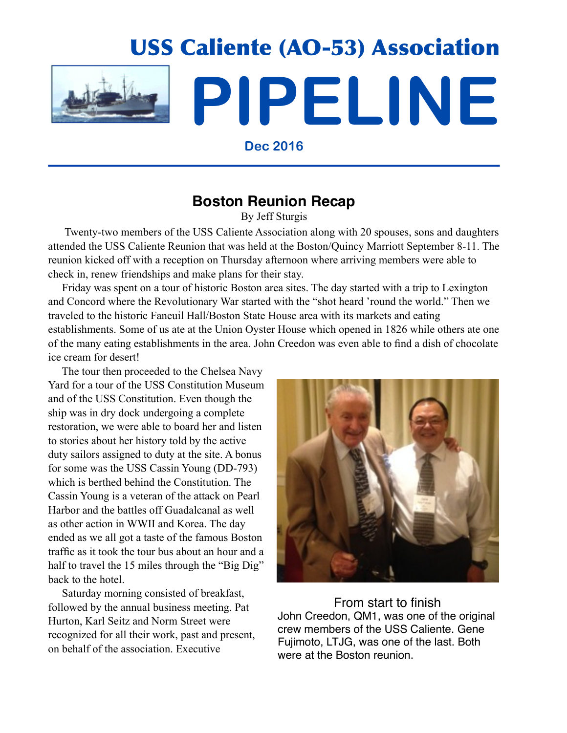# USS Caliente (AO-53) Association

# PIPELINE

**Dec 2016**

## Boston Reunion Recap

By Jeff Sturgis

Twenty-two members of the USS Caliente Association along with 20 spouses, sons and daughters attended the USS Caliente Reunion that was held at the Boston/Quincy Marriott September 8-11. The reunion kicked off with a reception on Thursday afternoon where arriving members were able to check in, renew friendships and make plans for their stay.

Friday was spent on a tour of historic Boston area sites. The day started with a trip to Lexington and Concord where the Revolutionary War started with the "shot heard 'round the world." Then we traveled to the historic Faneuil Hall/Boston State House area with its markets and eating establishments. Some of us ate at the Union Oyster House which opened in 1826 while others ate one of the many eating establishments in the area. John Creedon was even able to find a dish of chocolate ice cream for desert!

The tour then proceeded to the Chelsea Navy Yard for a tour of the USS Constitution Museum and of the USS Constitution. Even though the ship was in dry dock undergoing a complete restoration, we were able to board her and listen to stories about her history told by the active duty sailors assigned to duty at the site. A bonus for some was the USS Cassin Young (DD-793) which is berthed behind the Constitution. The Cassin Young is a veteran of the attack on Pearl Harbor and the battles off Guadalcanal as well as other action in WWII and Korea. The day ended as we all got a taste of the famous Boston traffic as it took the tour bus about an hour and a half to travel the 15 miles through the "Big Dig" back to the hotel.

Saturday morning consisted of breakfast, followed by the annual business meeting. Pat Hurton, Karl Seitz and Norm Street were recognized for all their work, past and present, on behalf of the association. Executive

From start to finish

John Creedon, QM1, was one of the original crew members of the USS Caliente. Gene Fujimoto, LTJG, was one of the last. Both were at the Boston reunion.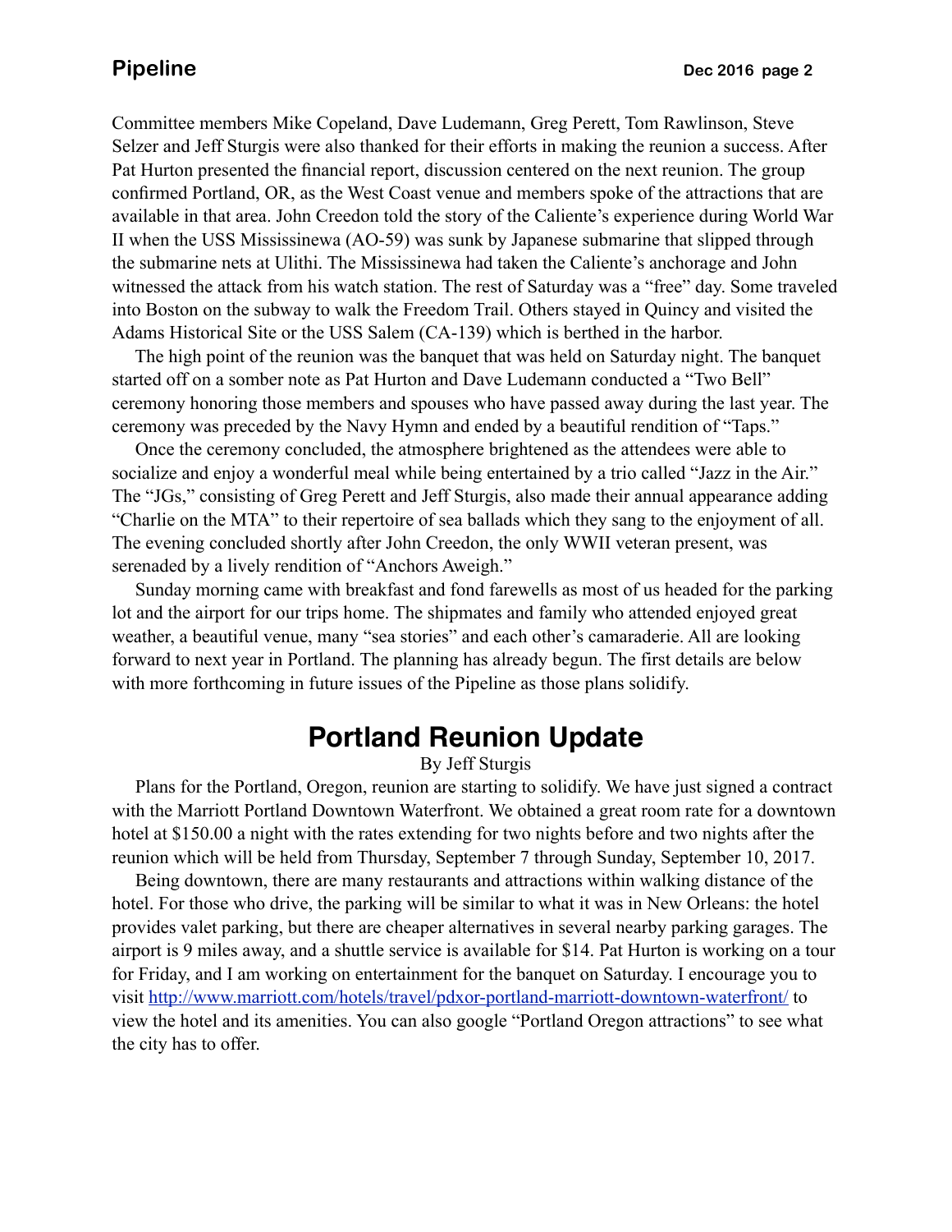Committee members Mike Copeland, Dave Ludemann, Greg Perett, Tom Rawlinson, Steve Selzer and Jeff Sturgis were also thanked for their efforts in making the reunion a success. After Pat Hurton presented the financial report, discussion centered on the next reunion. The group confirmed Portland, OR, as the West Coast venue and members spoke of the attractions that are available in that area. John Creedon told the story of the Caliente's experience during World War II when the USS Mississinewa (AO-59) was sunk by Japanese submarine that slipped through the submarine nets at Ulithi. The Mississinewa had taken the Caliente's anchorage and John witnessed the attack from his watch station. The rest of Saturday was a "free" day. Some traveled into Boston on the subway to walk the Freedom Trail. Others stayed in Quincy and visited the Adams Historical Site or the USS Salem (CA-139) which is berthed in the harbor.

The high point of the reunion was the banquet that was held on Saturday night. The banquet started off on a somber note as Pat Hurton and Dave Ludemann conducted a "Two Bell" ceremony honoring those members and spouses who have passed away during the last year. The ceremony was preceded by the Navy Hymn and ended by a beautiful rendition of "Taps."

Once the ceremony concluded, the atmosphere brightened as the attendees were able to socialize and enjoy a wonderful meal while being entertained by a trio called "Jazz in the Air." The "JGs," consisting of Greg Perett and Jeff Sturgis, also made their annual appearance adding "Charlie on the MTA" to their repertoire of sea ballads which they sang to the enjoyment of all. The evening concluded shortly after John Creedon, the only WWII veteran present, was serenaded by a lively rendition of "Anchors Aweigh."

Sunday morning came with breakfast and fond farewells as most of us headed for the parking lot and the airport for our trips home. The shipmates and family who attended enjoyed great weather, a beautiful venue, many "sea stories" and each other's camaraderie. All are looking forward to next year in Portland. The planning has already begun. The first details are below with more forthcoming in future issues of the Pipeline as those plans solidify.

## Portland Reunion Update

By Jeff Sturgis

Plans for the Portland, Oregon, reunion are starting to solidify. We have just signed a contract with the Marriott Portland Downtown Waterfront. We obtained a great room rate for a downtown hotel at $150.00 a night with the rates extending for two nights before and two nights after the reunion which will be held from Thursday, September 7 through Sunday, September 10, 2017.

Being downtown, there are many restaurants and attractions within walking distance of the hotel. For those who drive, the parking will be similar to what it was in New Orleans: the hotel provides valet parking, but there are cheaper alternatives in several nearby parking garages. The airport is 9 miles away, and a shuttle service is available for $14. Pat Hurton is working on a tour for Friday, and I am working on entertainment for the banquet on Saturday. I encourage you to visit http://www.marriott.com/hotels/travel/pdxor-portland-marriott-downtown-waterfront/ to view the hotel and its amenities. You can also google "Portland Oregon attractions" to see what the city has to offer.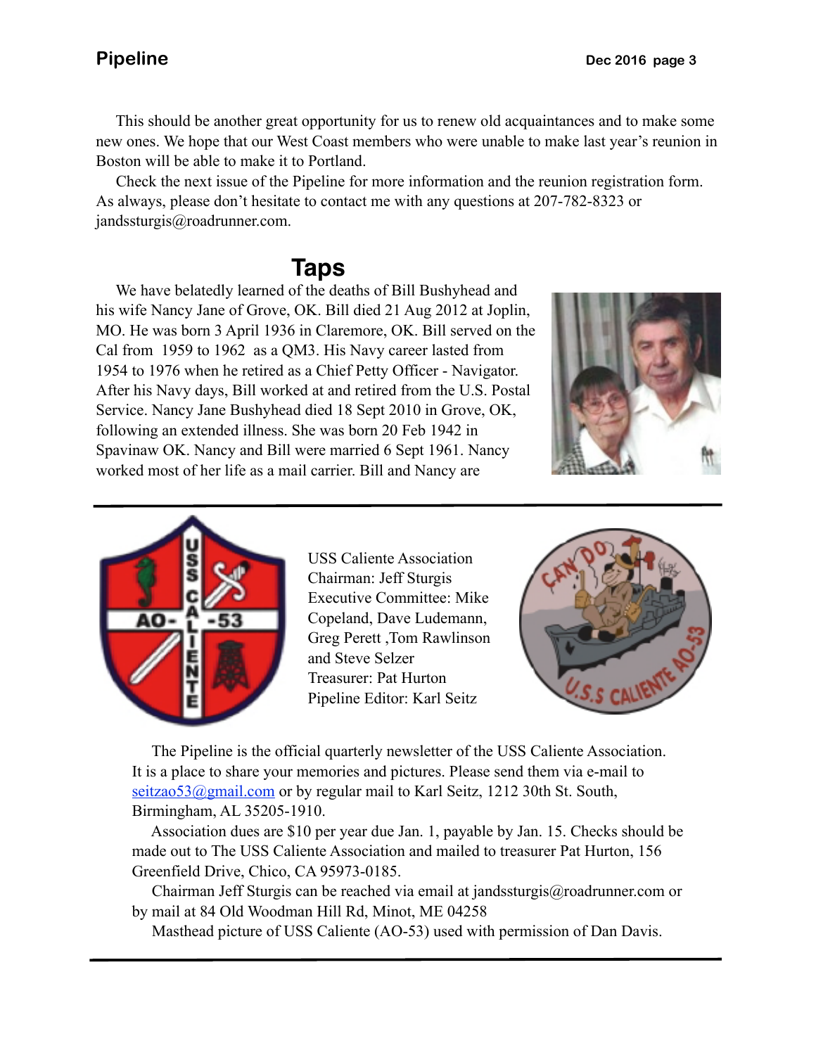This should be another great opportunity for us to renew old acquaintances and to make some new ones. We hope that our West Coast members who were unable to make last year's reunion in Boston will be able to make it to Portland.

Check the next issue of the Pipeline for more information and the reunion registration form. As always, please don't hesitate to contact me with any questions at 207-782-8323 or jandssturgis@roadrunner.com.

## Taps

We have belatedly learned of the deaths of Bill Bushyhead and his wife Nancy Jane of Grove, OK. Bill died 21 Aug 2012 at Joplin, MO. He was born 3 April 1936 in Claremore, OK. Bill served on the Cal from 1959 to 1962 as a QM3. His Navy career lasted from 1954 to 1976 when he retired as a Chief Petty Officer - Navigator. After his Navy days, Bill worked at and retired from the U.S. Postal Service. Nancy Jane Bushyhead died 18 Sept 2010 in Grove, OK, following an extended illness. She was born 20 Feb 1942 in Spavinaw OK. Nancy and Bill were married 6 Sept 1961. Nancy worked most of her life as a mail carrier. Bill and Nancy are

---

USS Caliente Association
Chairman: Jeff Sturgis
Executive Committee: Mike Copeland, Dave Ludemann, Greg Perett ,Tom Rawlinson and Steve Selzer
Treasurer: Pat Hurton
Pipeline Editor: Karl Seitz

The Pipeline is the official quarterly newsletter of the USS Caliente Association. It is a place to share your memories and pictures. Please send them via e-mail to seitzao53@gmail.com or by regular mail to Karl Seitz, 1212 30th St. South, Birmingham, AL 35205-1910.

Association dues are $10 per year due Jan. 1, payable by Jan. 15. Checks should be made out to The USS Caliente Association and mailed to treasurer Pat Hurton, 156 Greenfield Drive, Chico, CA 95973-0185.

Chairman Jeff Sturgis can be reached via email at jandssturgis@roadrunner.com or by mail at 84 Old Woodman Hill Rd, Minot, ME 04258

Masthead picture of USS Caliente (AO-53) used with permission of Dan Davis.

---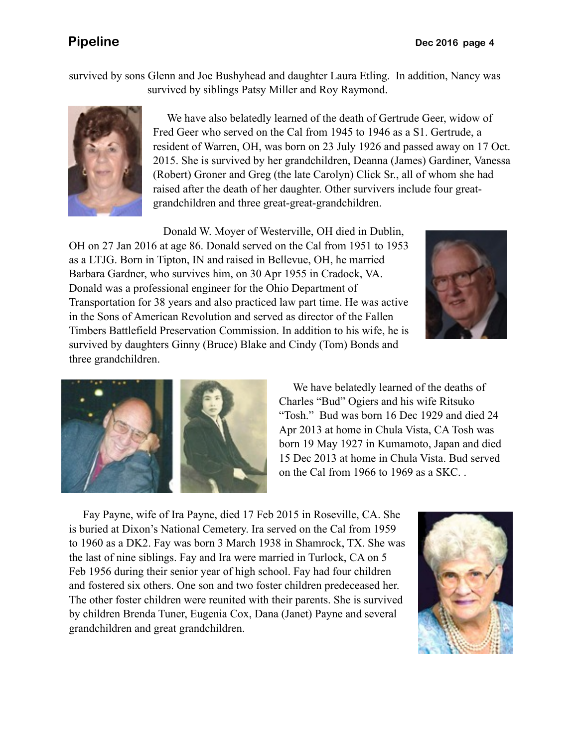survived by sons Glenn and Joe Bushyhead and daughter Laura Etling. In addition, Nancy was survived by siblings Patsy Miller and Roy Raymond.

We have also belatedly learned of the death of Gertrude Geer, widow of Fred Geer who served on the Cal from 1945 to 1946 as a S1. Gertrude, a resident of Warren, OH, was born on 23 July 1926 and passed away on 17 Oct. 2015. She is survived by her grandchildren, Deanna (James) Gardiner, Vanessa (Robert) Groner and Greg (the late Carolyn) Click Sr., all of whom she had raised after the death of her daughter. Other survivers include four great-grandchildren and three great-great-grandchildren.

Donald W. Moyer of Westerville, OH died in Dublin, OH on 27 Jan 2016 at age 86. Donald served on the Cal from 1951 to 1953 as a LTJG. Born in Tipton, IN and raised in Bellevue, OH, he married Barbara Gardner, who survives him, on 30 Apr 1955 in Cradock, VA. Donald was a professional engineer for the Ohio Department of Transportation for 38 years and also practiced law part time. He was active in the Sons of American Revolution and served as director of the Fallen Timbers Battlefield Preservation Commission. In addition to his wife, he is survived by daughters Ginny (Bruce) Blake and Cindy (Tom) Bonds and three grandchildren.

We have belatedly learned of the deaths of Charles "Bud" Ogiers and his wife Ritsuko "Tosh." Bud was born 16 Dec 1929 and died 24 Apr 2013 at home in Chula Vista, CA Tosh was born 19 May 1927 in Kumamoto, Japan and died 15 Dec 2013 at home in Chula Vista. Bud served on the Cal from 1966 to 1969 as a SKC. .

Fay Payne, wife of Ira Payne, died 17 Feb 2015 in Roseville, CA. She is buried at Dixon's National Cemetery. Ira served on the Cal from 1959 to 1960 as a DK2. Fay was born 3 March 1938 in Shamrock, TX. She was the last of nine siblings. Fay and Ira were married in Turlock, CA on 5 Feb 1956 during their senior year of high school. Fay had four children and fostered six others. One son and two foster children predeceased her. The other foster children were reunited with their parents. She is survived by children Brenda Tuner, Eugenia Cox, Dana (Janet) Payne and several grandchildren and great grandchildren.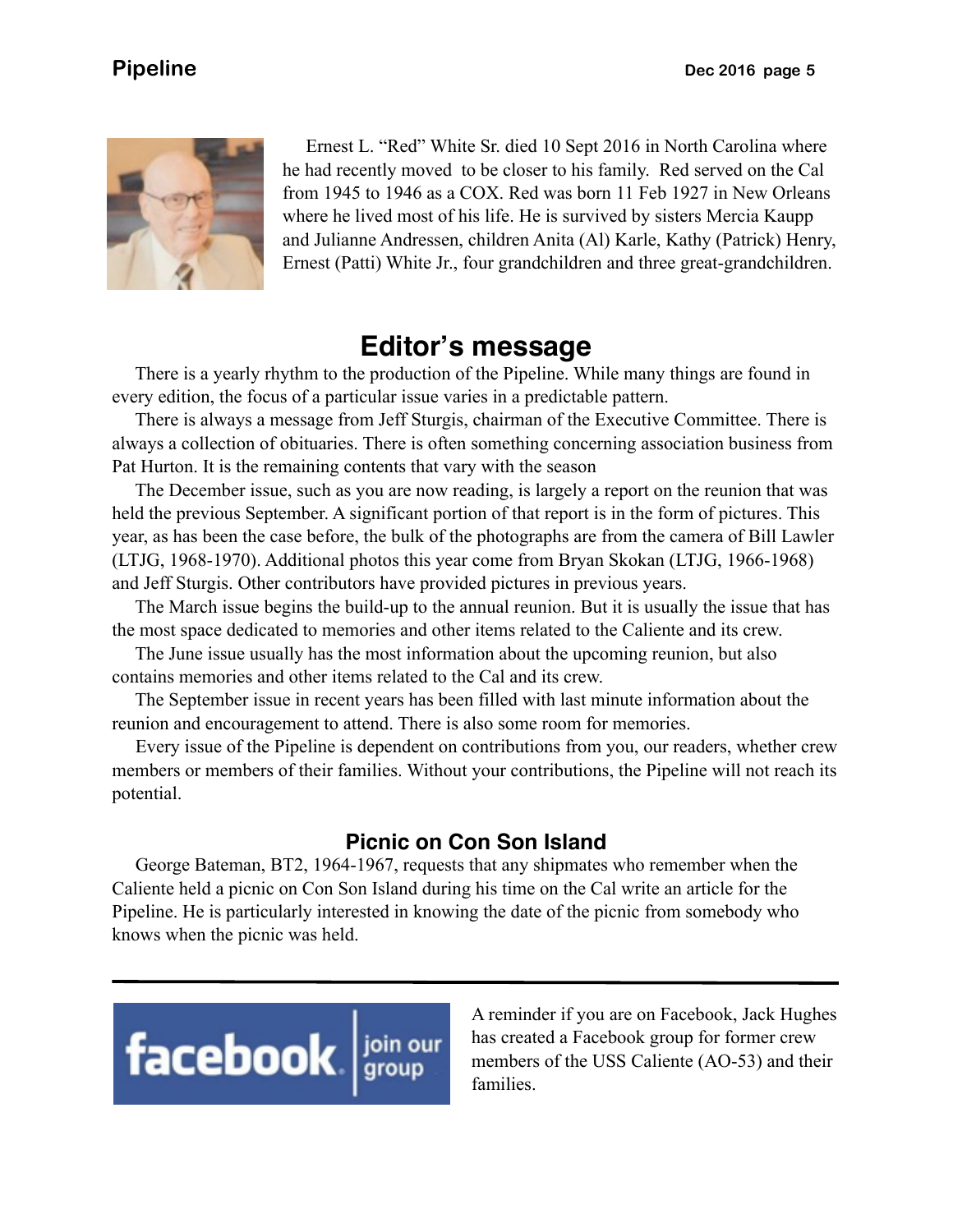Ernest L. "Red" White Sr. died 10 Sept 2016 in North Carolina where he had recently moved to be closer to his family. Red served on the Cal from 1945 to 1946 as a COX. Red was born 11 Feb 1927 in New Orleans where he lived most of his life. He is survived by sisters Mercia Kaupp and Julianne Andressen, children Anita (Al) Karle, Kathy (Patrick) Henry, Ernest (Patti) White Jr., four grandchildren and three great-grandchildren.

## Editor's message

There is a yearly rhythm to the production of the Pipeline. While many things are found in every edition, the focus of a particular issue varies in a predictable pattern.

There is always a message from Jeff Sturgis, chairman of the Executive Committee. There is always a collection of obituaries. There is often something concerning association business from Pat Hurton. It is the remaining contents that vary with the season

The December issue, such as you are now reading, is largely a report on the reunion that was held the previous September. A significant portion of that report is in the form of pictures. This year, as has been the case before, the bulk of the photographs are from the camera of Bill Lawler (LTJG, 1968-1970). Additional photos this year come from Bryan Skokan (LTJG, 1966-1968) and Jeff Sturgis. Other contributors have provided pictures in previous years.

The March issue begins the build-up to the annual reunion. But it is usually the issue that has the most space dedicated to memories and other items related to the Caliente and its crew.

The June issue usually has the most information about the upcoming reunion, but also contains memories and other items related to the Cal and its crew.

The September issue in recent years has been filled with last minute information about the reunion and encouragement to attend. There is also some room for memories.

Every issue of the Pipeline is dependent on contributions from you, our readers, whether crew members or members of their families. Without your contributions, the Pipeline will not reach its potential.

### Picnic on Con Son Island

George Bateman, BT2, 1964-1967, requests that any shipmates who remember when the Caliente held a picnic on Con Son Island during his time on the Cal write an article for the Pipeline. He is particularly interested in knowing the date of the picnic from somebody who knows when the picnic was held.

---

facebook | join our group

A reminder if you are on Facebook, Jack Hughes has created a Facebook group for former crew members of the USS Caliente (AO-53) and their families.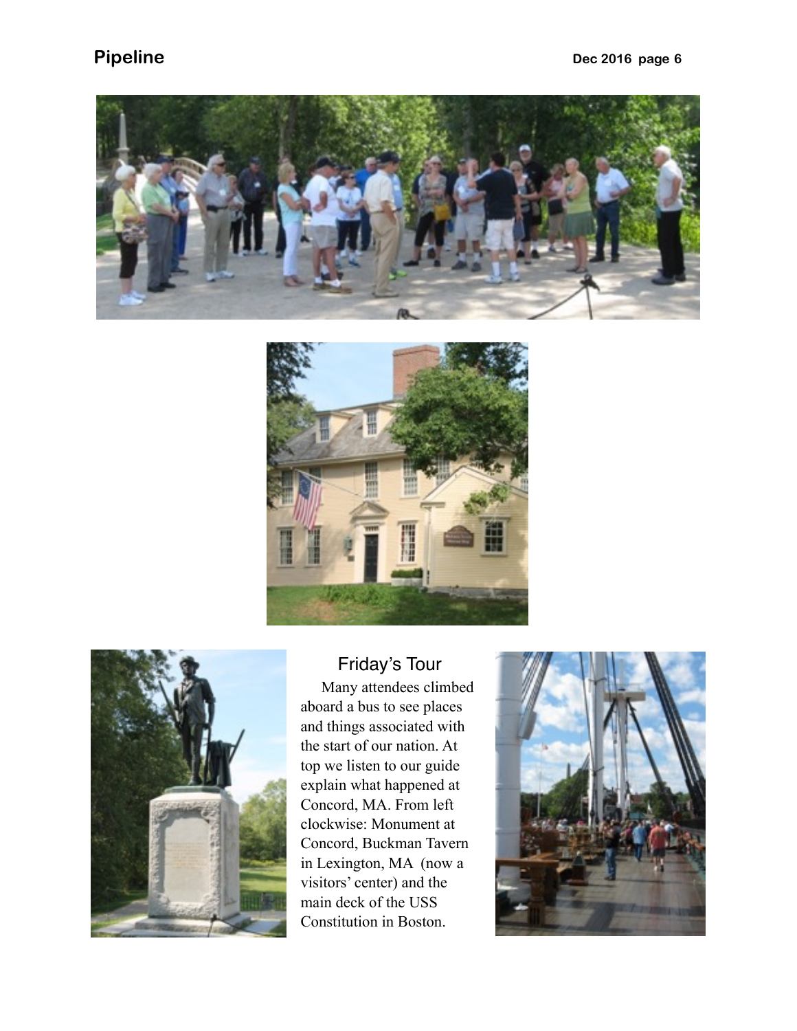## Friday's Tour

Many attendees climbed aboard a bus to see places and things associated with the start of our nation. At top we listen to our guide explain what happened at Concord, MA. From left clockwise: Monument at Concord, Buckman Tavern in Lexington, MA (now a visitors' center) and the main deck of the USS Constitution in Boston.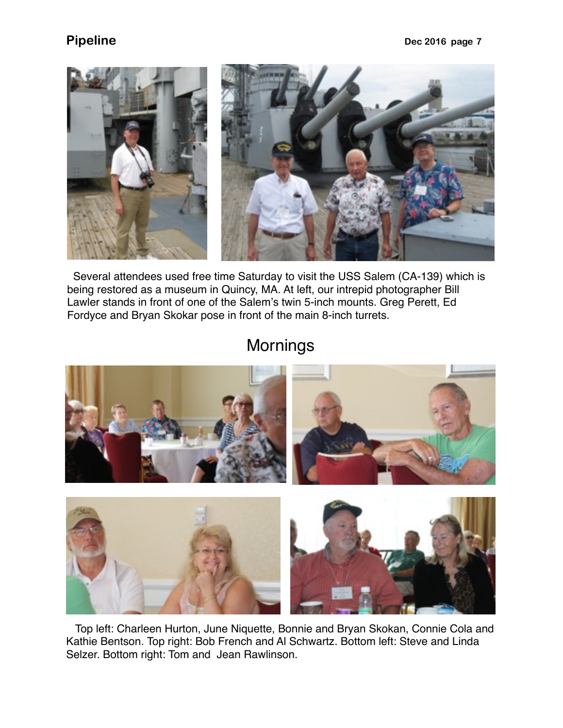Several attendees used free time Saturday to visit the USS Salem (CA-139) which is being restored as a museum in Quincy, MA. At left, our intrepid photographer Bill Lawler stands in front of one of the Salem's twin 5-inch mounts. Greg Perett, Ed Fordyce and Bryan Skokar pose in front of the main 8-inch turrets.

## Mornings

Top left: Charleen Hurton, June Niquette, Bonnie and Bryan Skokan, Connie Cola and Kathie Bentson. Top right: Bob French and Al Schwartz. Bottom left: Steve and Linda Selzer. Bottom right: Tom and Jean Rawlinson.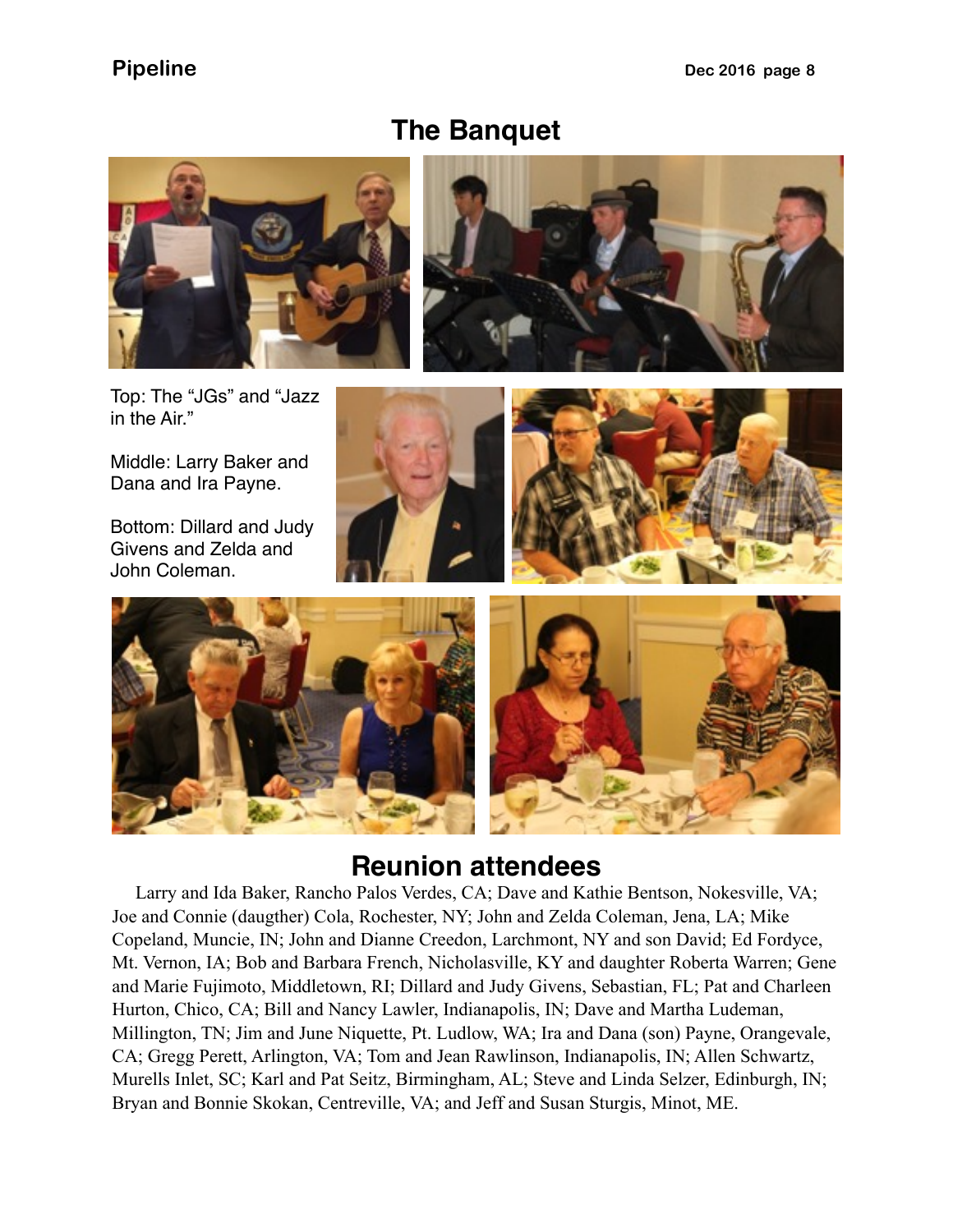# The Banquet

Top: The "JGs" and "Jazz in the Air."

Middle: Larry Baker and Dana and Ira Payne.

Bottom: Dillard and Judy Givens and Zelda and John Coleman.

## Reunion attendees

Larry and Ida Baker, Rancho Palos Verdes, CA; Dave and Kathie Bentson, Nokesville, VA; Joe and Connie (daugther) Cola, Rochester, NY; John and Zelda Coleman, Jena, LA; Mike Copeland, Muncie, IN; John and Dianne Creedon, Larchmont, NY and son David; Ed Fordyce, Mt. Vernon, IA; Bob and Barbara French, Nicholasville, KY and daughter Roberta Warren; Gene and Marie Fujimoto, Middletown, RI; Dillard and Judy Givens, Sebastian, FL; Pat and Charleen Hurton, Chico, CA; Bill and Nancy Lawler, Indianapolis, IN; Dave and Martha Ludeman, Millington, TN; Jim and June Niquette, Pt. Ludlow, WA; Ira and Dana (son) Payne, Orangevale, CA; Gregg Perett, Arlington, VA; Tom and Jean Rawlinson, Indianapolis, IN; Allen Schwartz, Murells Inlet, SC; Karl and Pat Seitz, Birmingham, AL; Steve and Linda Selzer, Edinburgh, IN; Bryan and Bonnie Skokan, Centreville, VA; and Jeff and Susan Sturgis, Minot, ME.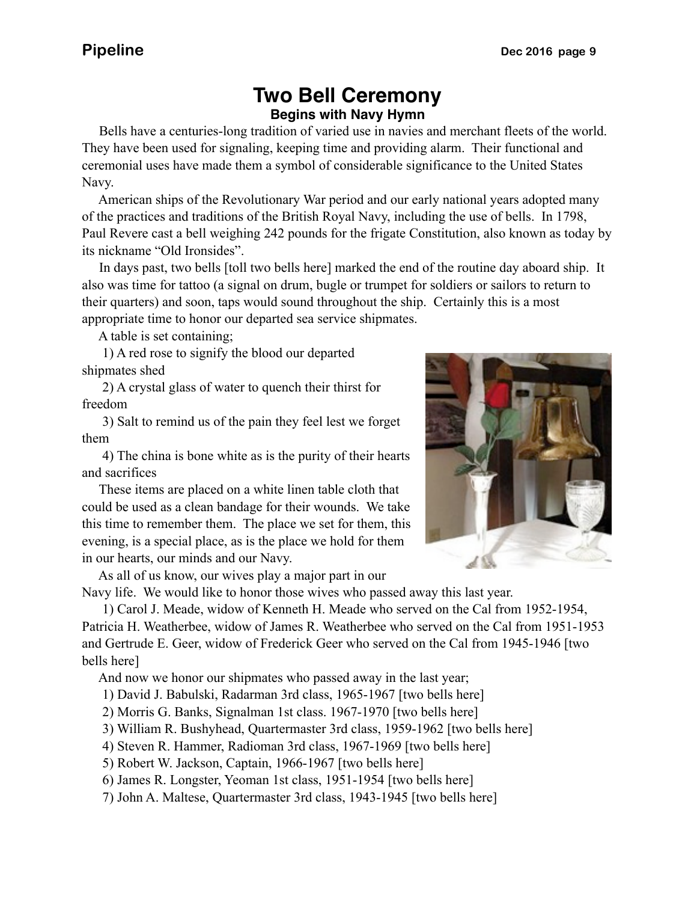# Two Bell Ceremony

### Begins with Navy Hymn

Bells have a centuries-long tradition of varied use in navies and merchant fleets of the world. They have been used for signaling, keeping time and providing alarm. Their functional and ceremonial uses have made them a symbol of considerable significance to the United States Navy.

American ships of the Revolutionary War period and our early national years adopted many of the practices and traditions of the British Royal Navy, including the use of bells. In 1798, Paul Revere cast a bell weighing 242 pounds for the frigate Constitution, also known as today by its nickname "Old Ironsides".

In days past, two bells [toll two bells here] marked the end of the routine day aboard ship. It also was time for tattoo (a signal on drum, bugle or trumpet for soldiers or sailors to return to their quarters) and soon, taps would sound throughout the ship. Certainly this is a most appropriate time to honor our departed sea service shipmates.

A table is set containing;

1) A red rose to signify the blood our departed shipmates shed
2) A crystal glass of water to quench their thirst for freedom
3) Salt to remind us of the pain they feel lest we forget them
4) The china is bone white as is the purity of their hearts and sacrifices

These items are placed on a white linen table cloth that could be used as a clean bandage for their wounds. We take this time to remember them. The place we set for them, this evening, is a special place, as is the place we hold for them in our hearts, our minds and our Navy.

As all of us know, our wives play a major part in our Navy life. We would like to honor those wives who passed away this last year.

1) Carol J. Meade, widow of Kenneth H. Meade who served on the Cal from 1952-1954, Patricia H. Weatherbee, widow of James R. Weatherbee who served on the Cal from 1951-1953 and Gertrude E. Geer, widow of Frederick Geer who served on the Cal from 1945-1946 [two bells here]

And now we honor our shipmates who passed away in the last year;

1) David J. Babulski, Radarman 3rd class, 1965-1967 [two bells here]
2) Morris G. Banks, Signalman 1st class. 1967-1970 [two bells here]
3) William R. Bushyhead, Quartermaster 3rd class, 1959-1962 [two bells here]
4) Steven R. Hammer, Radioman 3rd class, 1967-1969 [two bells here]
5) Robert W. Jackson, Captain, 1966-1967 [two bells here]
6) James R. Longster, Yeoman 1st class, 1951-1954 [two bells here]
7) John A. Maltese, Quartermaster 3rd class, 1943-1945 [two bells here]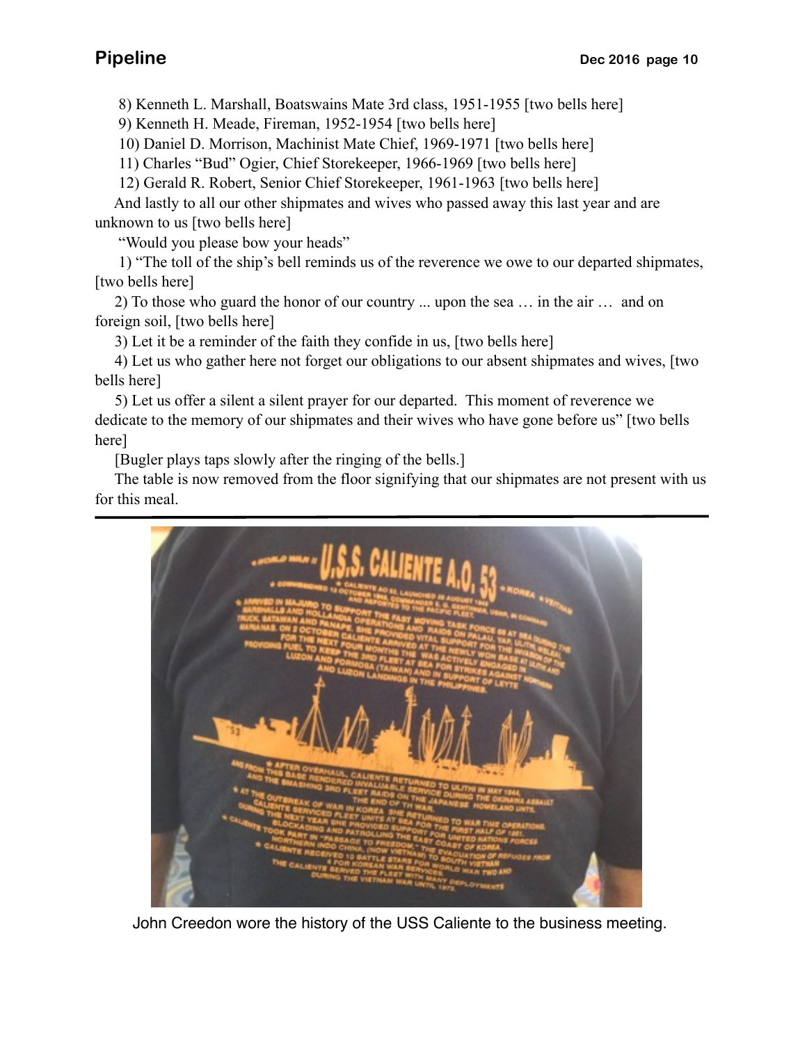8) Kenneth L. Marshall, Boatswains Mate 3rd class, 1951-1955 [two bells here]

9) Kenneth H. Meade, Fireman, 1952-1954 [two bells here]

10) Daniel D. Morrison, Machinist Mate Chief, 1969-1971 [two bells here]

11) Charles "Bud" Ogier, Chief Storekeeper, 1966-1969 [two bells here]

12) Gerald R. Robert, Senior Chief Storekeeper, 1961-1963 [two bells here]

And lastly to all our other shipmates and wives who passed away this last year and are unknown to us [two bells here]

"Would you please bow your heads"

1) "The toll of the ship's bell reminds us of the reverence we owe to our departed shipmates, [two bells here]

2) To those who guard the honor of our country ... upon the sea … in the air … and on foreign soil, [two bells here]

3) Let it be a reminder of the faith they confide in us, [two bells here]

4) Let us who gather here not forget our obligations to our absent shipmates and wives, [two bells here]

5) Let us offer a silent a silent prayer for our departed. This moment of reverence we dedicate to the memory of our shipmates and their wives who have gone before us" [two bells here]

[Bugler plays taps slowly after the ringing of the bells.]

The table is now removed from the floor signifying that our shipmates are not present with us for this meal.

---

John Creedon wore the history of the USS Caliente to the business meeting.